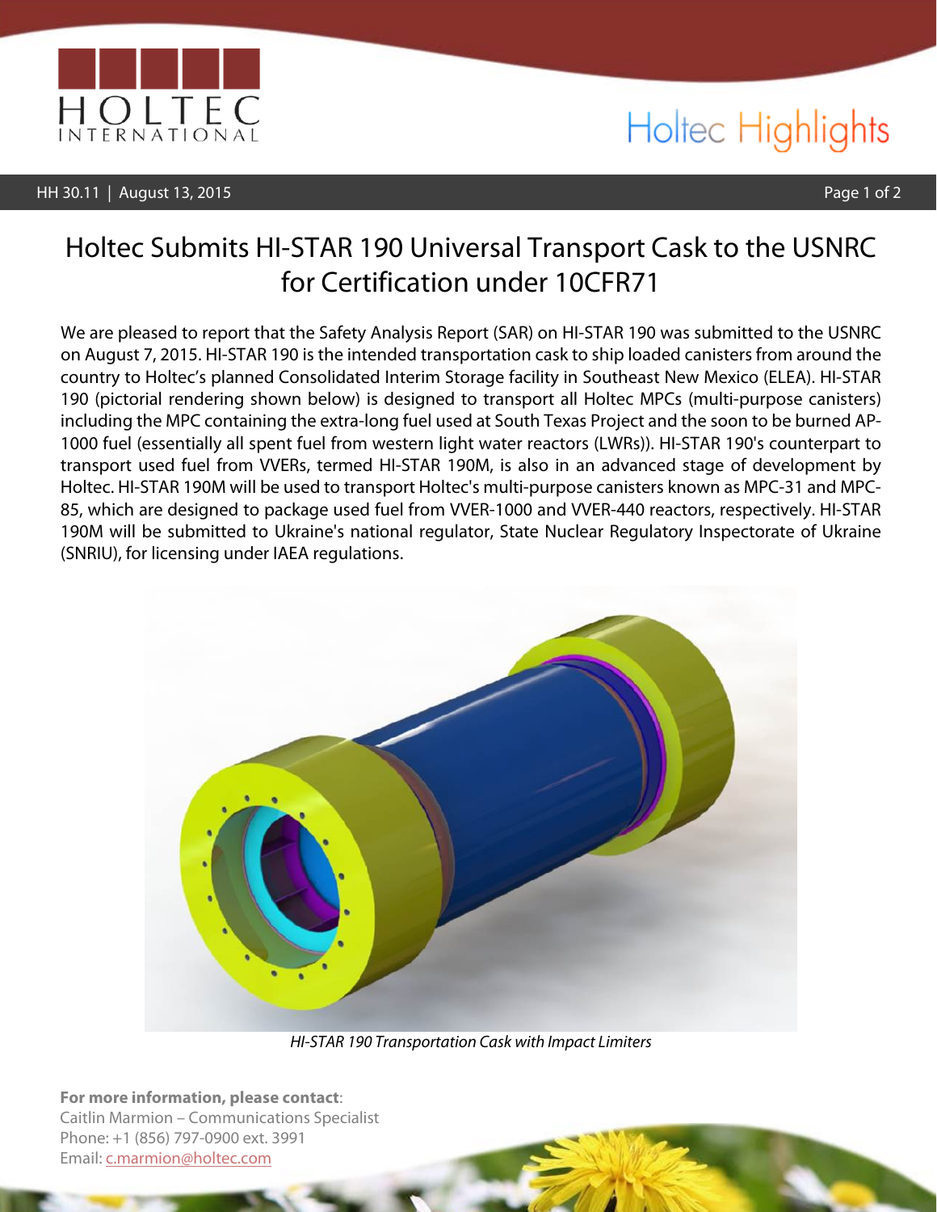# Holtec Submits HI-STAR 190 Universal Transport Cask to the USNRC for Certification under 10CFR71

We are pleased to report that the Safety Analysis Report (SAR) on HI-STAR 190 was submitted to the USNRC on August 7, 2015. HI-STAR 190 is the intended transportation cask to ship loaded canisters from around the country to Holtec's planned Consolidated Interim Storage facility in Southeast New Mexico (ELEA). HI-STAR 190 (pictorial rendering shown below) is designed to transport all Holtec MPCs (multi-purpose canisters) including the MPC containing the extra-long fuel used at South Texas Project and the soon to be burned AP-1000 fuel (essentially all spent fuel from western light water reactors (LWRs)). HI-STAR 190's counterpart to transport used fuel from VVERs, termed HI-STAR 190M, is also in an advanced stage of development by Holtec. HI-STAR 190M will be used to transport Holtec's multi-purpose canisters known as MPC-31 and MPC-85, which are designed to package used fuel from VVER-1000 and VVER-440 reactors, respectively. HI-STAR 190M will be submitted to Ukraine's national regulator, State Nuclear Regulatory Inspectorate of Ukraine (SNRIU), for licensing under IAEA regulations.

*HI-STAR 190 Transportation Cask with Impact Limiters*

**For more information, please contact**:
Caitlin Marmion – Communications Specialist
Phone: +1 (856) 797-0900 ext. 3991
Email: c.marmion@holtec.com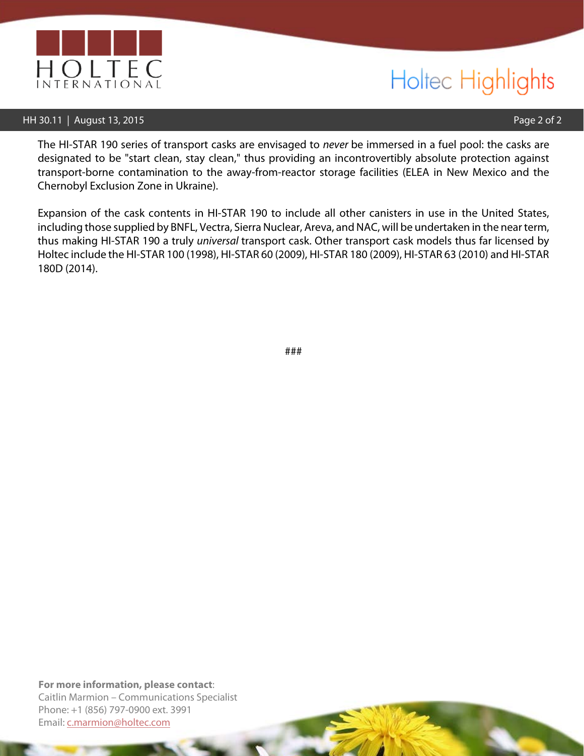The HI-STAR 190 series of transport casks are envisaged to *never* be immersed in a fuel pool: the casks are designated to be "start clean, stay clean," thus providing an incontrovertibly absolute protection against transport-borne contamination to the away-from-reactor storage facilities (ELEA in New Mexico and the Chernobyl Exclusion Zone in Ukraine).

Expansion of the cask contents in HI-STAR 190 to include all other canisters in use in the United States, including those supplied by BNFL, Vectra, Sierra Nuclear, Areva, and NAC, will be undertaken in the near term, thus making HI-STAR 190 a truly *universal* transport cask. Other transport cask models thus far licensed by Holtec include the HI-STAR 100 (1998), HI-STAR 60 (2009), HI-STAR 180 (2009), HI-STAR 63 (2010) and HI-STAR 180D (2014).

###

**For more information, please contact**:
Caitlin Marmion – Communications Specialist
Phone: +1 (856) 797-0900 ext. 3991
Email: c.marmion@holtec.com